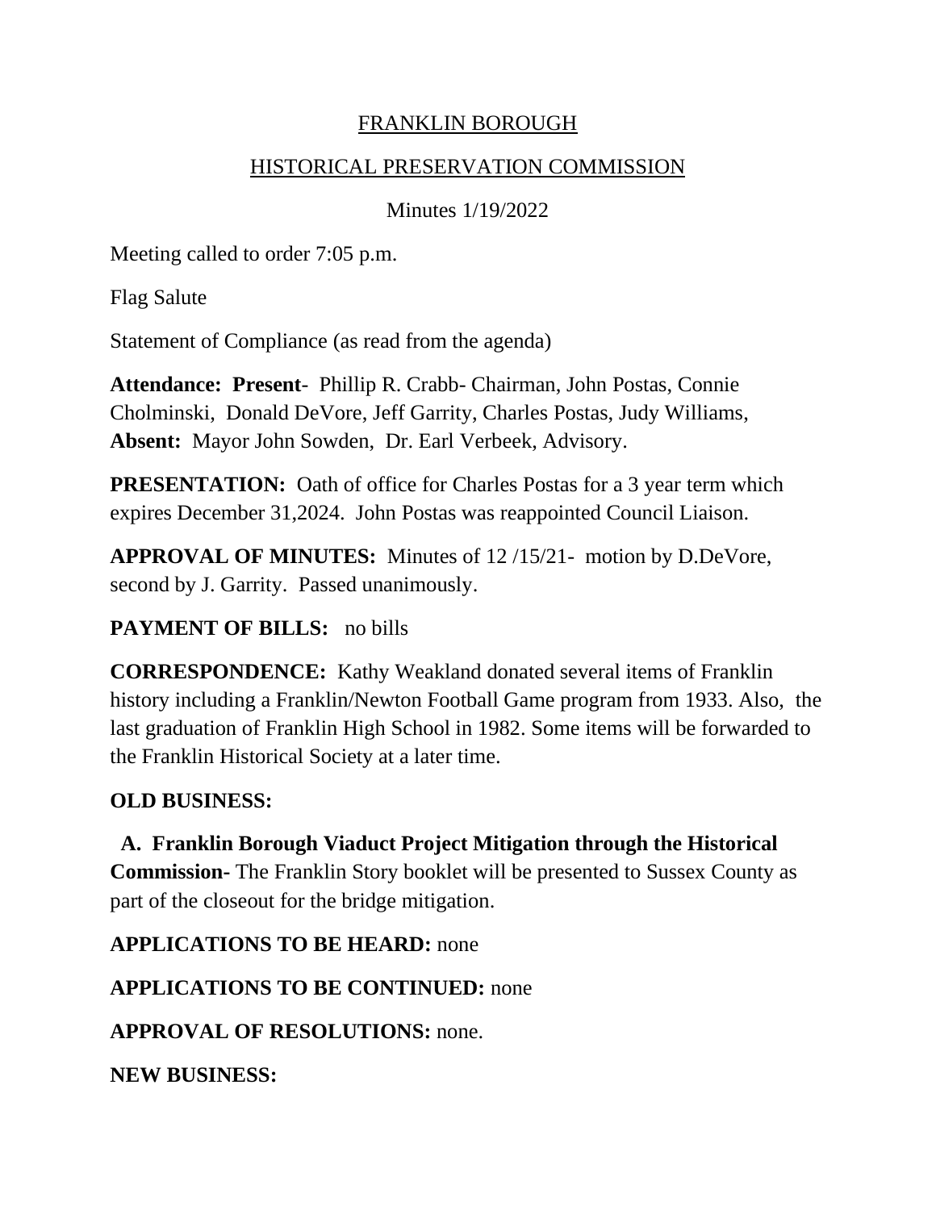# FRANKLIN BOROUGH

## HISTORICAL PRESERVATION COMMISSION

Minutes 1/19/2022

Meeting called to order 7:05 p.m.

Flag Salute

Statement of Compliance (as read from the agenda)

**Attendance: Present**- Phillip R. Crabb- Chairman, John Postas, Connie Cholminski, Donald DeVore, Jeff Garrity, Charles Postas, Judy Williams, **Absent:** Mayor John Sowden, Dr. Earl Verbeek, Advisory.

**PRESENTATION:** Oath of office for Charles Postas for a 3 year term which expires December 31,2024. John Postas was reappointed Council Liaison.

**APPROVAL OF MINUTES:** Minutes of 12 /15/21- motion by D.DeVore, second by J. Garrity. Passed unanimously.

**PAYMENT OF BILLS:** no bills

**CORRESPONDENCE:** Kathy Weakland donated several items of Franklin history including a Franklin/Newton Football Game program from 1933. Also, the last graduation of Franklin High School in 1982. Some items will be forwarded to the Franklin Historical Society at a later time.

**OLD BUSINESS:**

**A. Franklin Borough Viaduct Project Mitigation through the Historical Commission-** The Franklin Story booklet will be presented to Sussex County as part of the closeout for the bridge mitigation.

**APPLICATIONS TO BE HEARD:** none

**APPLICATIONS TO BE CONTINUED:** none

**APPROVAL OF RESOLUTIONS:** none.

**NEW BUSINESS:**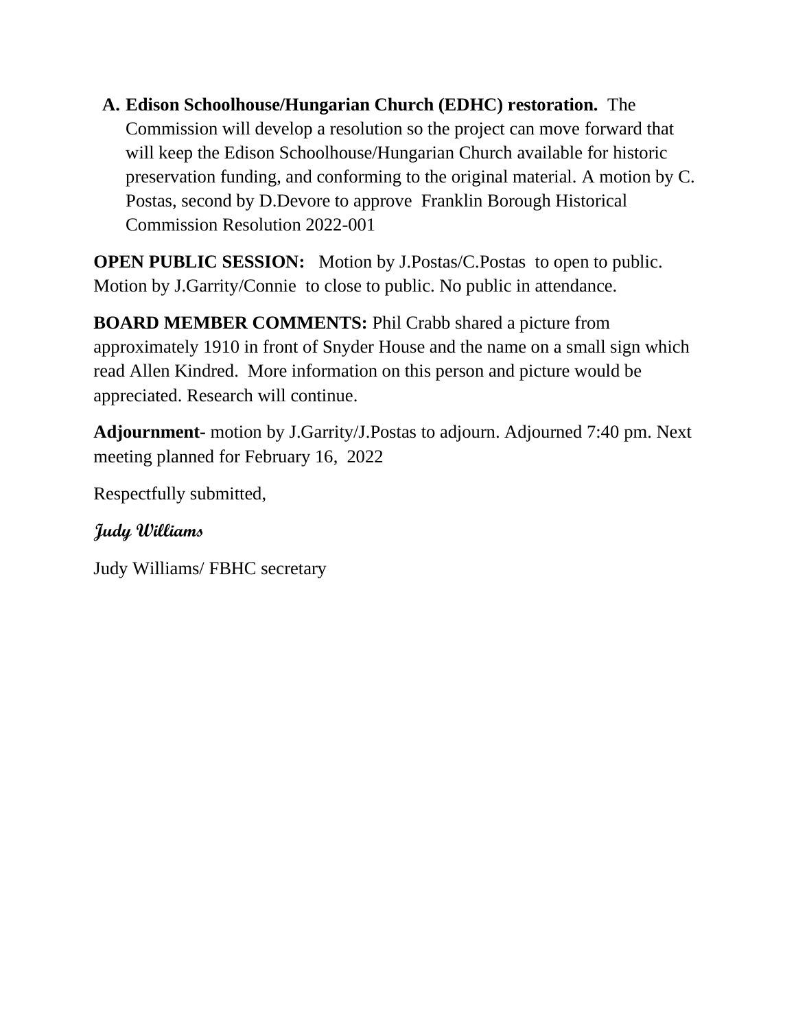A. **Edison Schoolhouse/Hungarian Church (EDHC) restoration.** The Commission will develop a resolution so the project can move forward that will keep the Edison Schoolhouse/Hungarian Church available for historic preservation funding, and conforming to the original material. A motion by C. Postas, second by D.Devore to approve Franklin Borough Historical Commission Resolution 2022-001

**OPEN PUBLIC SESSION:** Motion by J.Postas/C.Postas to open to public. Motion by J.Garrity/Connie to close to public. No public in attendance.

**BOARD MEMBER COMMENTS:** Phil Crabb shared a picture from approximately 1910 in front of Snyder House and the name on a small sign which read Allen Kindred. More information on this person and picture would be appreciated. Research will continue.

**Adjournment-** motion by J.Garrity/J.Postas to adjourn. Adjourned 7:40 pm. Next meeting planned for February 16, 2022

Respectfully submitted,

*Judy Williams*

Judy Williams/ FBHC secretary